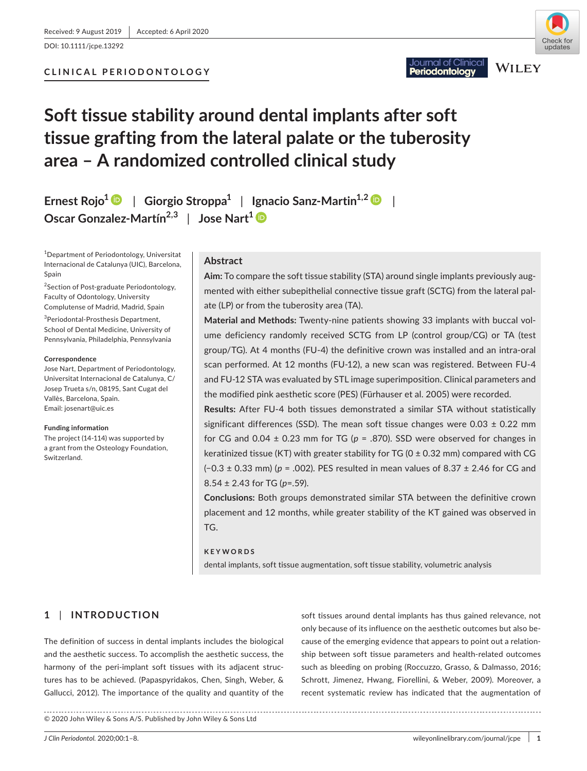Received: 9 August 2019 | Accepted: 6 April 2020

DOI: 10.1111/jcpe.13292

CLINICAL PERIODONTOLOGY

# Soft tissue stability around dental implants after soft tissue grafting from the lateral palate or the tuberosity area – A randomized controlled clinical study

Ernest Rojo[1] | Giorgio Stroppa[1] | Ignacio Sanz-Martin[1,2] | Oscar Gonzalez-Martín[2,3] | Jose Nart[1]

[1]Department of Periodontology, Universitat Internacional de Catalunya (UIC), Barcelona, Spain

[2]Section of Post-graduate Periodontology, Faculty of Odontology, University Complutense of Madrid, Madrid, Spain

[3]Periodontal-Prosthesis Department, School of Dental Medicine, University of Pennsylvania, Philadelphia, Pennsylvania

**Correspondence**
Jose Nart, Department of Periodontology, Universitat Internacional de Catalunya, C/ Josep Trueta s/n, 08195, Sant Cugat del Vallès, Barcelona, Spain.
Email: josenart@uic.es

**Funding information**
The project (14-114) was supported by a grant from the Osteology Foundation, Switzerland.

## Abstract

**Aim:** To compare the soft tissue stability (STA) around single implants previously augmented with either subepithelial connective tissue graft (SCTG) from the lateral palate (LP) or from the tuberosity area (TA).

**Material and Methods:** Twenty-nine patients showing 33 implants with buccal volume deficiency randomly received SCTG from LP (control group/CG) or TA (test group/TG). At 4 months (FU-4) the definitive crown was installed and an intra-oral scan performed. At 12 months (FU-12), a new scan was registered. Between FU-4 and FU-12 STA was evaluated by STL image superimposition. Clinical parameters and the modified pink aesthetic score (PES) (Fürhauser et al. 2005) were recorded.

**Results:** After FU-4 both tissues demonstrated a similar STA without statistically significant differences (SSD). The mean soft tissue changes were 0.03 ± 0.22 mm for CG and 0.04 ± 0.23 mm for TG ($p$ = .870). SSD were observed for changes in keratinized tissue (KT) with greater stability for TG (0 ± 0.32 mm) compared with CG (−0.3 ± 0.33 mm) ($p$ = .002). PES resulted in mean values of 8.37 ± 2.46 for CG and 8.54 ± 2.43 for TG ($p$=.59).

**Conclusions:** Both groups demonstrated similar STA between the definitive crown placement and 12 months, while greater stability of the KT gained was observed in TG.

**KEYWORDS**

dental implants, soft tissue augmentation, soft tissue stability, volumetric analysis

## 1 | INTRODUCTION

The definition of success in dental implants includes the biological and the aesthetic success. To accomplish the aesthetic success, the harmony of the peri-implant soft tissues with its adjacent structures has to be achieved. (Papaspyridakos, Chen, Singh, Weber, & Gallucci, 2012). The importance of the quality and quantity of the soft tissues around dental implants has thus gained relevance, not only because of its influence on the aesthetic outcomes but also because of the emerging evidence that appears to point out a relationship between soft tissue parameters and health-related outcomes such as bleeding on probing (Roccuzzo, Grasso, & Dalmasso, 2016; Schrott, Jimenez, Hwang, Fiorellini, & Weber, 2009). Moreover, a recent systematic review has indicated that the augmentation of

© 2020 John Wiley & Sons A/S. Published by John Wiley & Sons Ltd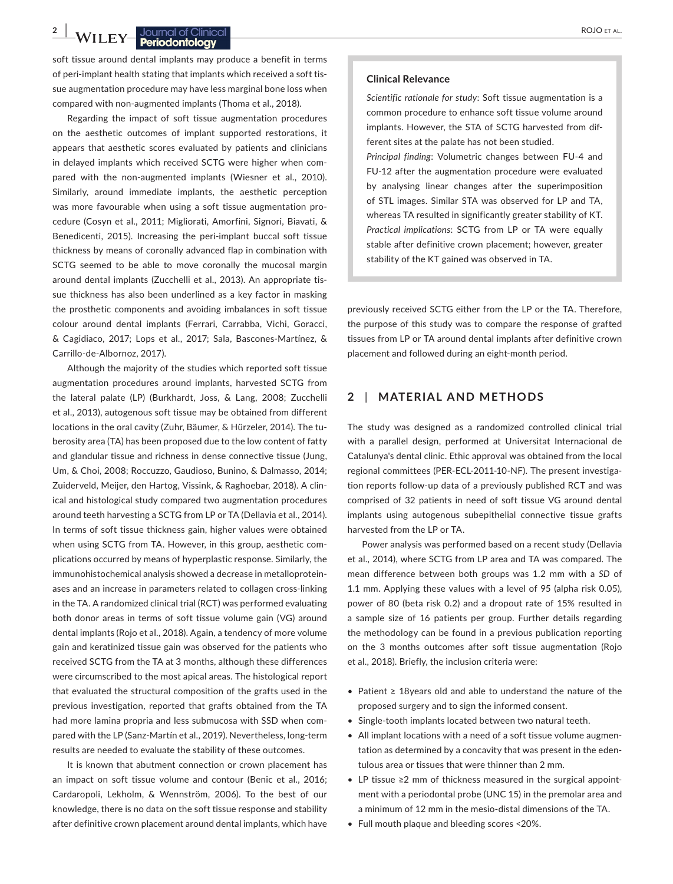soft tissue around dental implants may produce a benefit in terms of peri-implant health stating that implants which received a soft tissue augmentation procedure may have less marginal bone loss when compared with non-augmented implants (Thoma et al., 2018).

Regarding the impact of soft tissue augmentation procedures on the aesthetic outcomes of implant supported restorations, it appears that aesthetic scores evaluated by patients and clinicians in delayed implants which received SCTG were higher when compared with the non-augmented implants (Wiesner et al., 2010). Similarly, around immediate implants, the aesthetic perception was more favourable when using a soft tissue augmentation procedure (Cosyn et al., 2011; Migliorati, Amorfini, Signori, Biavati, & Benedicenti, 2015). Increasing the peri-implant buccal soft tissue thickness by means of coronally advanced flap in combination with SCTG seemed to be able to move coronally the mucosal margin around dental implants (Zucchelli et al., 2013). An appropriate tissue thickness has also been underlined as a key factor in masking the prosthetic components and avoiding imbalances in soft tissue colour around dental implants (Ferrari, Carrabba, Vichi, Goracci, & Cagidiaco, 2017; Lops et al., 2017; Sala, Bascones-Martínez, & Carrillo-de-Albornoz, 2017).

Although the majority of the studies which reported soft tissue augmentation procedures around implants, harvested SCTG from the lateral palate (LP) (Burkhardt, Joss, & Lang, 2008; Zucchelli et al., 2013), autogenous soft tissue may be obtained from different locations in the oral cavity (Zuhr, Bäumer, & Hürzeler, 2014). The tuberosity area (TA) has been proposed due to the low content of fatty and glandular tissue and richness in dense connective tissue (Jung, Um, & Choi, 2008; Roccuzzo, Gaudioso, Bunino, & Dalmasso, 2014; Zuiderveld, Meijer, den Hartog, Vissink, & Raghoebar, 2018). A clinical and histological study compared two augmentation procedures around teeth harvesting a SCTG from LP or TA (Dellavia et al., 2014). In terms of soft tissue thickness gain, higher values were obtained when using SCTG from TA. However, in this group, aesthetic complications occurred by means of hyperplastic response. Similarly, the immunohistochemical analysis showed a decrease in metalloproteinases and an increase in parameters related to collagen cross-linking in the TA. A randomized clinical trial (RCT) was performed evaluating both donor areas in terms of soft tissue volume gain (VG) around dental implants (Rojo et al., 2018). Again, a tendency of more volume gain and keratinized tissue gain was observed for the patients who received SCTG from the TA at 3 months, although these differences were circumscribed to the most apical areas. The histological report that evaluated the structural composition of the grafts used in the previous investigation, reported that grafts obtained from the TA had more lamina propria and less submucosa with SSD when compared with the LP (Sanz-Martín et al., 2019). Nevertheless, long-term results are needed to evaluate the stability of these outcomes.

It is known that abutment connection or crown placement has an impact on soft tissue volume and contour (Benic et al., 2016; Cardaropoli, Lekholm, & Wennström, 2006). To the best of our knowledge, there is no data on the soft tissue response and stability after definitive crown placement around dental implants, which have previously received SCTG either from the LP or the TA. Therefore, the purpose of this study was to compare the response of grafted tissues from LP or TA around dental implants after definitive crown placement and followed during an eight-month period.

> **Clinical Relevance**
>
> *Scientific rationale for study*: Soft tissue augmentation is a common procedure to enhance soft tissue volume around implants. However, the STA of SCTG harvested from different sites at the palate has not been studied.
>
> *Principal finding*: Volumetric changes between FU-4 and FU-12 after the augmentation procedure were evaluated by analysing linear changes after the superimposition of STL images. Similar STA was observed for LP and TA, whereas TA resulted in significantly greater stability of KT.
>
> *Practical implications*: SCTG from LP or TA were equally stable after definitive crown placement; however, greater stability of the KT gained was observed in TA.

## 2 | MATERIAL AND METHODS

The study was designed as a randomized controlled clinical trial with a parallel design, performed at Universitat Internacional de Catalunya's dental clinic. Ethic approval was obtained from the local regional committees (PER-ECL-2011-10-NF). The present investigation reports follow-up data of a previously published RCT and was comprised of 32 patients in need of soft tissue VG around dental implants using autogenous subepithelial connective tissue grafts harvested from the LP or TA.

Power analysis was performed based on a recent study (Dellavia et al., 2014), where SCTG from LP area and TA was compared. The mean difference between both groups was 1.2 mm with a *SD* of 1.1 mm. Applying these values with a level of 95 (alpha risk 0.05), power of 80 (beta risk 0.2) and a dropout rate of 15% resulted in a sample size of 16 patients per group. Further details regarding the methodology can be found in a previous publication reporting on the 3 months outcomes after soft tissue augmentation (Rojo et al., 2018). Briefly, the inclusion criteria were:

- Patient ≥ 18years old and able to understand the nature of the proposed surgery and to sign the informed consent.
- Single-tooth implants located between two natural teeth.
- All implant locations with a need of a soft tissue volume augmentation as determined by a concavity that was present in the edentulous area or tissues that were thinner than 2 mm.
- LP tissue ≥2 mm of thickness measured in the surgical appointment with a periodontal probe (UNC 15) in the premolar area and a minimum of 12 mm in the mesio-distal dimensions of the TA.
- Full mouth plaque and bleeding scores <20%.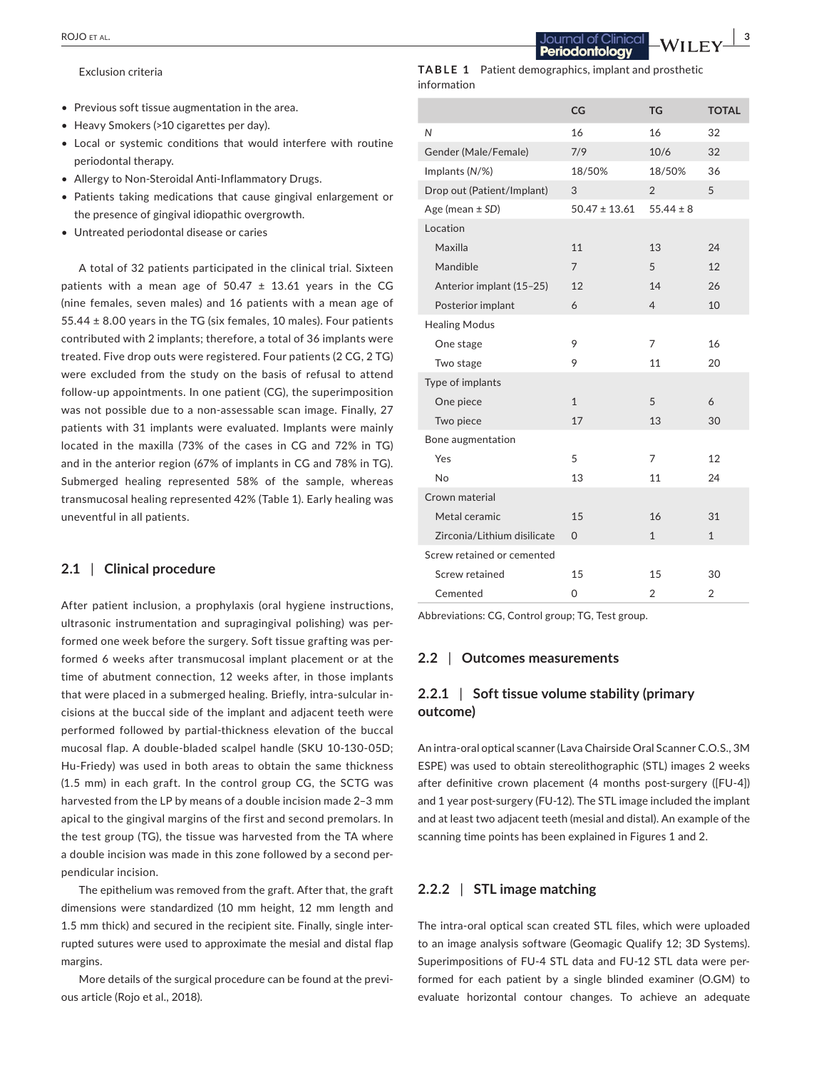Exclusion criteria

- Previous soft tissue augmentation in the area.
- Heavy Smokers (>10 cigarettes per day).
- Local or systemic conditions that would interfere with routine periodontal therapy.
- Allergy to Non-Steroidal Anti-Inflammatory Drugs.
- Patients taking medications that cause gingival enlargement or the presence of gingival idiopathic overgrowth.
- Untreated periodontal disease or caries

A total of 32 patients participated in the clinical trial. Sixteen patients with a mean age of 50.47 ± 13.61 years in the CG (nine females, seven males) and 16 patients with a mean age of 55.44 ± 8.00 years in the TG (six females, 10 males). Four patients contributed with 2 implants; therefore, a total of 36 implants were treated. Five drop outs were registered. Four patients (2 CG, 2 TG) were excluded from the study on the basis of refusal to attend follow-up appointments. In one patient (CG), the superimposition was not possible due to a non-assessable scan image. Finally, 27 patients with 31 implants were evaluated. Implants were mainly located in the maxilla (73% of the cases in CG and 72% in TG) and in the anterior region (67% of implants in CG and 78% in TG). Submerged healing represented 58% of the sample, whereas transmucosal healing represented 42% (Table 1). Early healing was uneventful in all patients.

### 2.1 | Clinical procedure

After patient inclusion, a prophylaxis (oral hygiene instructions, ultrasonic instrumentation and supragingival polishing) was performed one week before the surgery. Soft tissue grafting was performed 6 weeks after transmucosal implant placement or at the time of abutment connection, 12 weeks after, in those implants that were placed in a submerged healing. Briefly, intra-sulcular incisions at the buccal side of the implant and adjacent teeth were performed followed by partial-thickness elevation of the buccal mucosal flap. A double-bladed scalpel handle (SKU 10-130-05D; Hu-Friedy) was used in both areas to obtain the same thickness (1.5 mm) in each graft. In the control group CG, the SCTG was harvested from the LP by means of a double incision made 2–3 mm apical to the gingival margins of the first and second premolars. In the test group (TG), the tissue was harvested from the TA where a double incision was made in this zone followed by a second perpendicular incision.

The epithelium was removed from the graft. After that, the graft dimensions were standardized (10 mm height, 12 mm length and 1.5 mm thick) and secured in the recipient site. Finally, single interrupted sutures were used to approximate the mesial and distal flap margins.

More details of the surgical procedure can be found at the previous article (Rojo et al., 2018).

**TABLE 1** Patient demographics, implant and prosthetic information

| | CG | TG | TOTAL |
|---|---|---|---|
| *N* | 16 | 16 | 32 |
| Gender (Male/Female) | 7/9 | 10/6 | 32 |
| Implants (N/%) | 18/50% | 18/50% | 36 |
| Drop out (Patient/Implant) | 3 | 2 | 5 |
| Age (mean ± *SD*) | 50.47 ± 13.61 | 55.44 ± 8 | |
| Location | | | |
| Maxilla | 11 | 13 | 24 |
| Mandible | 7 | 5 | 12 |
| Anterior implant (15–25) | 12 | 14 | 26 |
| Posterior implant | 6 | 4 | 10 |
| Healing Modus | | | |
| One stage | 9 | 7 | 16 |
| Two stage | 9 | 11 | 20 |
| Type of implants | | | |
| One piece | 1 | 5 | 6 |
| Two piece | 17 | 13 | 30 |
| Bone augmentation | | | |
| Yes | 5 | 7 | 12 |
| No | 13 | 11 | 24 |
| Crown material | | | |
| Metal ceramic | 15 | 16 | 31 |
| Zirconia/Lithium disilicate | 0 | 1 | 1 |
| Screw retained or cemented | | | |
| Screw retained | 15 | 15 | 30 |
| Cemented | 0 | 2 | 2 |

Abbreviations: CG, Control group; TG, Test group.

### 2.2 | Outcomes measurements

#### 2.2.1 | Soft tissue volume stability (primary outcome)

An intra-oral optical scanner (Lava Chairside Oral Scanner C.O.S., 3M ESPE) was used to obtain stereolithographic (STL) images 2 weeks after definitive crown placement (4 months post-surgery ([FU-4]) and 1 year post-surgery (FU-12). The STL image included the implant and at least two adjacent teeth (mesial and distal). An example of the scanning time points has been explained in Figures 1 and 2.

#### 2.2.2 | STL image matching

The intra-oral optical scan created STL files, which were uploaded to an image analysis software (Geomagic Qualify 12; 3D Systems). Superimpositions of FU-4 STL data and FU-12 STL data were performed for each patient by a single blinded examiner (O.GM) to evaluate horizontal contour changes. To achieve an adequate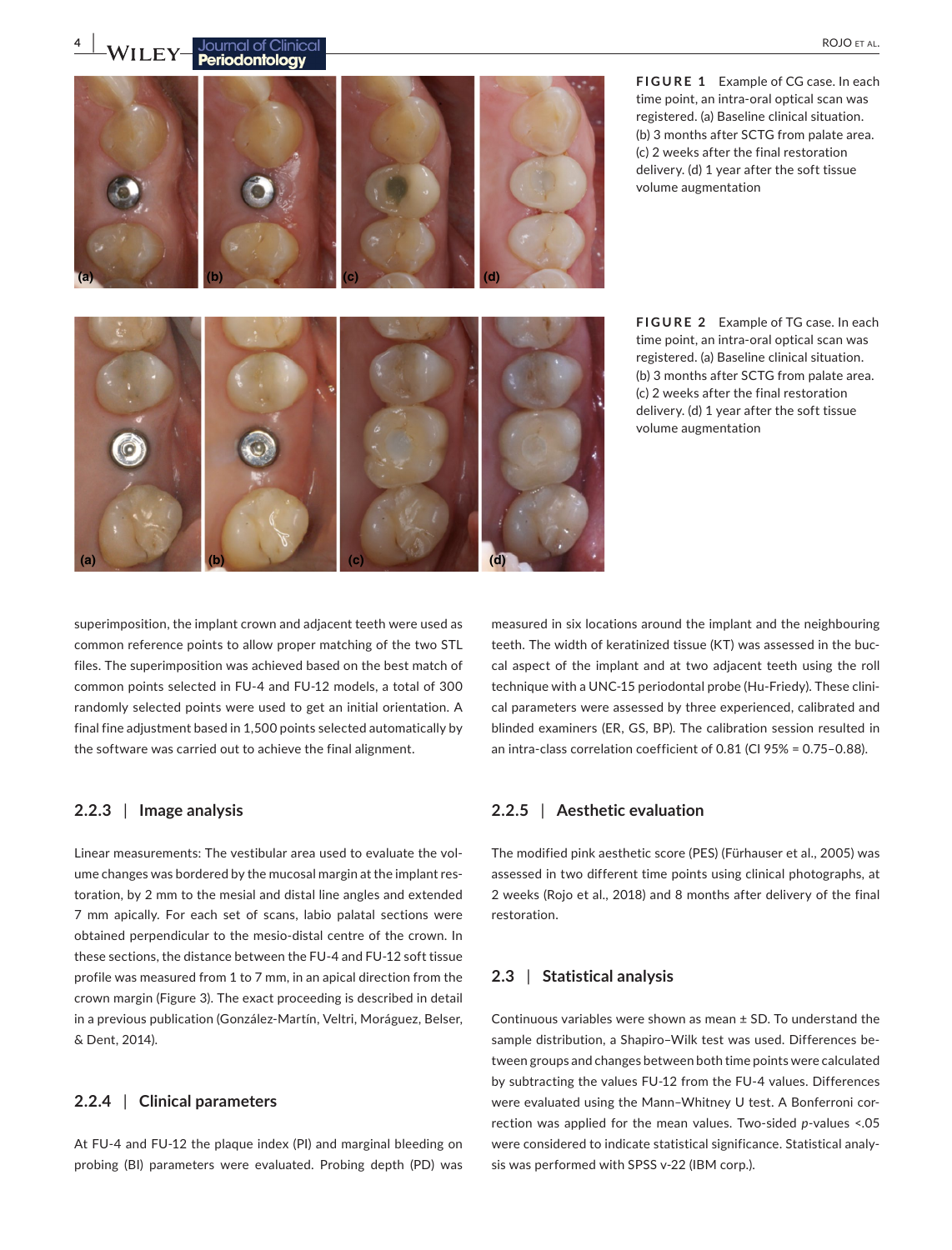FIGURE 1 Example of CG case. In each time point, an intra-oral optical scan was registered. (a) Baseline clinical situation. (b) 3 months after SCTG from palate area. (c) 2 weeks after the final restoration delivery. (d) 1 year after the soft tissue volume augmentation

FIGURE 2 Example of TG case. In each time point, an intra-oral optical scan was registered. (a) Baseline clinical situation. (b) 3 months after SCTG from palate area. (c) 2 weeks after the final restoration delivery. (d) 1 year after the soft tissue volume augmentation

superimposition, the implant crown and adjacent teeth were used as common reference points to allow proper matching of the two STL files. The superimposition was achieved based on the best match of common points selected in FU-4 and FU-12 models, a total of 300 randomly selected points were used to get an initial orientation. A final fine adjustment based in 1,500 points selected automatically by the software was carried out to achieve the final alignment.

### 2.2.3 | Image analysis

Linear measurements: The vestibular area used to evaluate the volume changes was bordered by the mucosal margin at the implant restoration, by 2 mm to the mesial and distal line angles and extended 7 mm apically. For each set of scans, labio palatal sections were obtained perpendicular to the mesio-distal centre of the crown. In these sections, the distance between the FU-4 and FU-12 soft tissue profile was measured from 1 to 7 mm, in an apical direction from the crown margin (Figure 3). The exact proceeding is described in detail in a previous publication (González-Martín, Veltri, Moráguez, Belser, & Dent, 2014).

### 2.2.4 | Clinical parameters

At FU-4 and FU-12 the plaque index (PI) and marginal bleeding on probing (BI) parameters were evaluated. Probing depth (PD) was measured in six locations around the implant and the neighbouring teeth. The width of keratinized tissue (KT) was assessed in the buccal aspect of the implant and at two adjacent teeth using the roll technique with a UNC-15 periodontal probe (Hu-Friedy). These clinical parameters were assessed by three experienced, calibrated and blinded examiners (ER, GS, BP). The calibration session resulted in an intra-class correlation coefficient of 0.81 (CI 95% = 0.75–0.88).

### 2.2.5 | Aesthetic evaluation

The modified pink aesthetic score (PES) (Fürhauser et al., 2005) was assessed in two different time points using clinical photographs, at 2 weeks (Rojo et al., 2018) and 8 months after delivery of the final restoration.

## 2.3 | Statistical analysis

Continuous variables were shown as mean ± SD. To understand the sample distribution, a Shapiro–Wilk test was used. Differences between groups and changes between both time points were calculated by subtracting the values FU-12 from the FU-4 values. Differences were evaluated using the Mann–Whitney U test. A Bonferroni correction was applied for the mean values. Two-sided *p*-values <.05 were considered to indicate statistical significance. Statistical analysis was performed with SPSS v-22 (IBM corp.).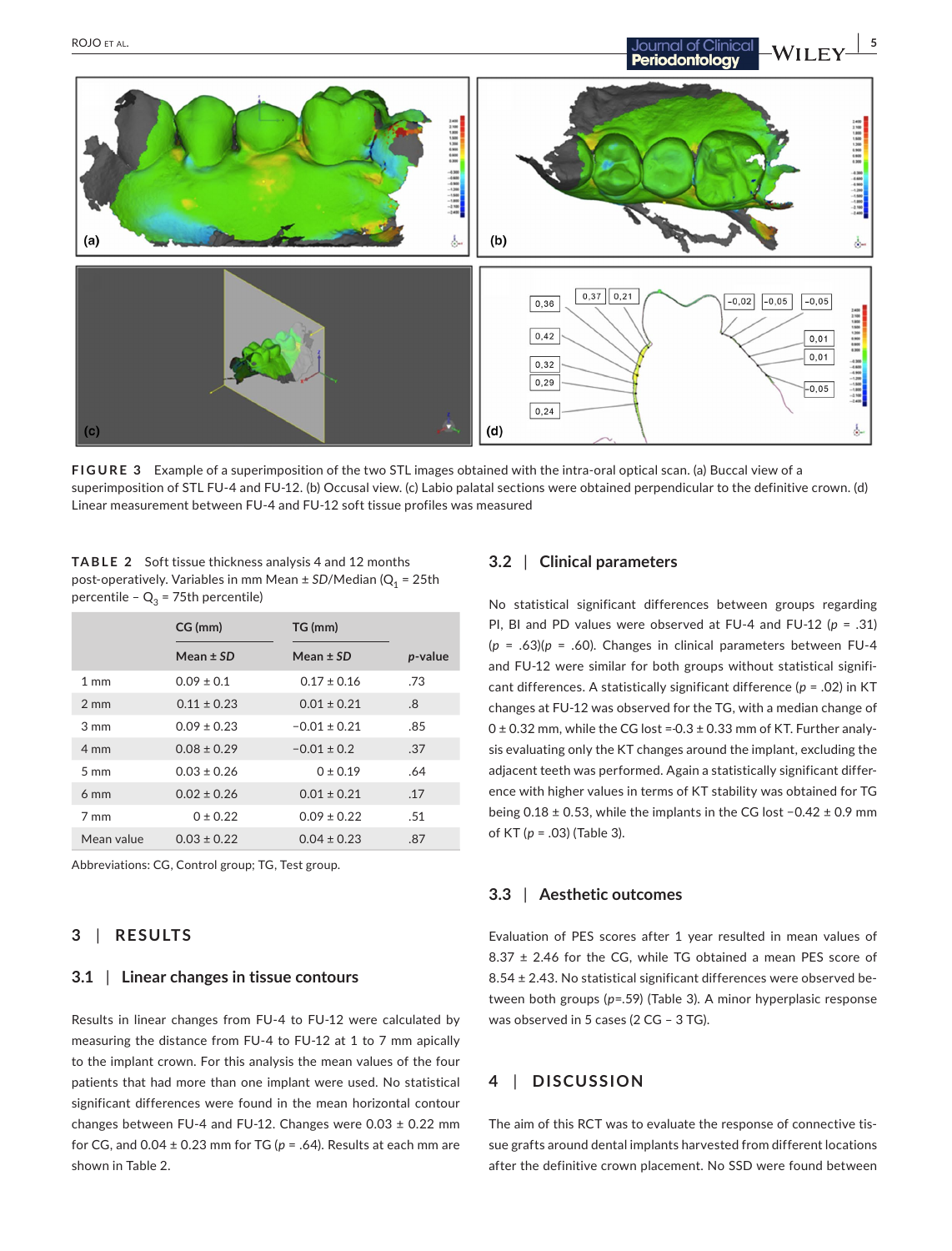**FIGURE 3** Example of a superimposition of the two STL images obtained with the intra-oral optical scan. (a) Buccal view of a superimposition of STL FU-4 and FU-12. (b) Occusal view. (c) Labio palatal sections were obtained perpendicular to the definitive crown. (d) Linear measurement between FU-4 and FU-12 soft tissue profiles was measured

**TABLE 2** Soft tissue thickness analysis 4 and 12 months post-operatively. Variables in mm Mean ± *SD*/Median ($Q_1$ = 25th percentile – $Q_3$ = 75th percentile)

| | CG (mm) | TG (mm) | |
|---|---|---|---|
| | Mean ± *SD* | Mean ± *SD* | *p*-value |
| 1 mm | 0.09 ± 0.1 | 0.17 ± 0.16 | .73 |
| 2 mm | 0.11 ± 0.23 | 0.01 ± 0.21 | .8 |
| 3 mm | 0.09 ± 0.23 | −0.01 ± 0.21 | .85 |
| 4 mm | 0.08 ± 0.29 | −0.01 ± 0.2 | .37 |
| 5 mm | 0.03 ± 0.26 | 0 ± 0.19 | .64 |
| 6 mm | 0.02 ± 0.26 | 0.01 ± 0.21 | .17 |
| 7 mm | 0 ± 0.22 | 0.09 ± 0.22 | .51 |
| Mean value | 0.03 ± 0.22 | 0.04 ± 0.23 | .87 |

Abbreviations: CG, Control group; TG, Test group.

## 3 | RESULTS

### 3.1 | Linear changes in tissue contours

Results in linear changes from FU-4 to FU-12 were calculated by measuring the distance from FU-4 to FU-12 at 1 to 7 mm apically to the implant crown. For this analysis the mean values of the four patients that had more than one implant were used. No statistical significant differences were found in the mean horizontal contour changes between FU-4 and FU-12. Changes were 0.03 ± 0.22 mm for CG, and 0.04 ± 0.23 mm for TG (*p* = .64). Results at each mm are shown in Table 2.

### 3.2 | Clinical parameters

No statistical significant differences between groups regarding PI, BI and PD values were observed at FU-4 and FU-12 (*p* = .31) (*p* = .63)(*p* = .60). Changes in clinical parameters between FU-4 and FU-12 were similar for both groups without statistical significant differences. A statistically significant difference (*p* = .02) in KT changes at FU-12 was observed for the TG, with a median change of 0 ± 0.32 mm, while the CG lost =-0.3 ± 0.33 mm of KT. Further analysis evaluating only the KT changes around the implant, excluding the adjacent teeth was performed. Again a statistically significant difference with higher values in terms of KT stability was obtained for TG being 0.18 ± 0.53, while the implants in the CG lost −0.42 ± 0.9 mm of KT (*p* = .03) (Table 3).

### 3.3 | Aesthetic outcomes

Evaluation of PES scores after 1 year resulted in mean values of 8.37 ± 2.46 for the CG, while TG obtained a mean PES score of 8.54 ± 2.43. No statistical significant differences were observed between both groups (*p*=.59) (Table 3). A minor hyperplasic response was observed in 5 cases (2 CG – 3 TG).

## 4 | DISCUSSION

The aim of this RCT was to evaluate the response of connective tissue grafts around dental implants harvested from different locations after the definitive crown placement. No SSD were found between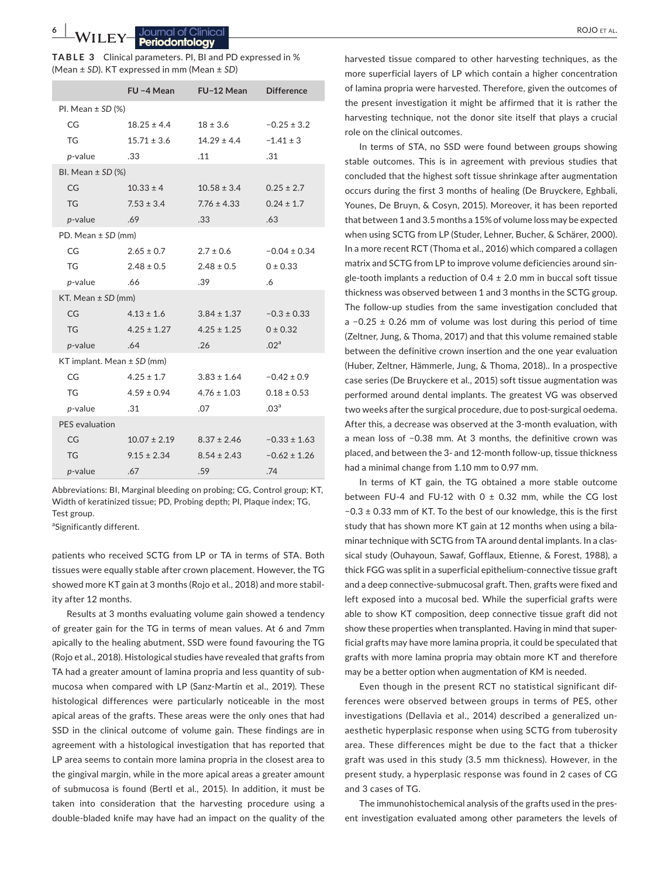**TABLE 3** Clinical parameters. PI, BI and PD expressed in % (Mean ± *SD*). KT expressed in mm (Mean ± *SD*)

| | FU −4 Mean | FU−12 Mean | Difference |
|---|---|---|---|
| PI. Mean ± *SD* (%) | | | |
| CG | 18.25 ± 4.4 | 18 ± 3.6 | −0.25 ± 3.2 |
| TG | 15.71 ± 3.6 | 14.29 ± 4.4 | −1.41 ± 3 |
| *p*-value | .33 | .11 | .31 |
| BI. Mean ± *SD* (%) | | | |
| CG | 10.33 ± 4 | 10.58 ± 3.4 | 0.25 ± 2.7 |
| TG | 7.53 ± 3.4 | 7.76 ± 4.33 | 0.24 ± 1.7 |
| *p*-value | .69 | .33 | .63 |
| PD. Mean ± *SD* (mm) | | | |
| CG | 2.65 ± 0.7 | 2.7 ± 0.6 | −0.04 ± 0.34 |
| TG | 2.48 ± 0.5 | 2.48 ± 0.5 | 0 ± 0.33 |
| *p*-value | .66 | .39 | .6 |
| KT. Mean ± *SD* (mm) | | | |
| CG | 4.13 ± 1.6 | 3.84 ± 1.37 | −0.3 ± 0.33 |
| TG | 4.25 ± 1.27 | 4.25 ± 1.25 | 0 ± 0.32 |
| *p*-value | .64 | .26 | .02[a] |
| KT implant. Mean ± *SD* (mm) | | | |
| CG | 4.25 ± 1.7 | 3.83 ± 1.64 | −0.42 ± 0.9 |
| TG | 4.59 ± 0.94 | 4.76 ± 1.03 | 0.18 ± 0.53 |
| *p*-value | .31 | .07 | .03[a] |
| PES evaluation | | | |
| CG | 10.07 ± 2.19 | 8.37 ± 2.46 | −0.33 ± 1.63 |
| TG | 9.15 ± 2.34 | 8.54 ± 2.43 | −0.62 ± 1.26 |
| *p*-value | .67 | .59 | .74 |

Abbreviations: BI, Marginal bleeding on probing; CG, Control group; KT, Width of keratinized tissue; PD, Probing depth; PI, Plaque index; TG, Test group.

[a]Significantly different.

patients who received SCTG from LP or TA in terms of STA. Both tissues were equally stable after crown placement. However, the TG showed more KT gain at 3 months (Rojo et al., 2018) and more stability after 12 months.

Results at 3 months evaluating volume gain showed a tendency of greater gain for the TG in terms of mean values. At 6 and 7mm apically to the healing abutment, SSD were found favouring the TG (Rojo et al., 2018). Histological studies have revealed that grafts from TA had a greater amount of lamina propria and less quantity of submucosa when compared with LP (Sanz-Martín et al., 2019). These histological differences were particularly noticeable in the most apical areas of the grafts. These areas were the only ones that had SSD in the clinical outcome of volume gain. These findings are in agreement with a histological investigation that has reported that LP area seems to contain more lamina propria in the closest area to the gingival margin, while in the more apical areas a greater amount of submucosa is found (Bertl et al., 2015). In addition, it must be taken into consideration that the harvesting procedure using a double-bladed knife may have had an impact on the quality of the harvested tissue compared to other harvesting techniques, as the more superficial layers of LP which contain a higher concentration of lamina propria were harvested. Therefore, given the outcomes of the present investigation it might be affirmed that it is rather the harvesting technique, not the donor site itself that plays a crucial role on the clinical outcomes.

In terms of STA, no SSD were found between groups showing stable outcomes. This is in agreement with previous studies that concluded that the highest soft tissue shrinkage after augmentation occurs during the first 3 months of healing (De Bruyckere, Eghbali, Younes, De Bruyn, & Cosyn, 2015). Moreover, it has been reported that between 1 and 3.5 months a 15% of volume loss may be expected when using SCTG from LP (Studer, Lehner, Bucher, & Schärer, 2000). In a more recent RCT (Thoma et al., 2016) which compared a collagen matrix and SCTG from LP to improve volume deficiencies around single-tooth implants a reduction of 0.4 ± 2.0 mm in buccal soft tissue thickness was observed between 1 and 3 months in the SCTG group. The follow-up studies from the same investigation concluded that a −0.25 ± 0.26 mm of volume was lost during this period of time (Zeltner, Jung, & Thoma, 2017) and that this volume remained stable between the definitive crown insertion and the one year evaluation (Huber, Zeltner, Hämmerle, Jung, & Thoma, 2018).. In a prospective case series (De Bruyckere et al., 2015) soft tissue augmentation was performed around dental implants. The greatest VG was observed two weeks after the surgical procedure, due to post-surgical oedema. After this, a decrease was observed at the 3-month evaluation, with a mean loss of −0.38 mm. At 3 months, the definitive crown was placed, and between the 3- and 12-month follow-up, tissue thickness had a minimal change from 1.10 mm to 0.97 mm.

In terms of KT gain, the TG obtained a more stable outcome between FU-4 and FU-12 with 0 ± 0.32 mm, while the CG lost −0.3 ± 0.33 mm of KT. To the best of our knowledge, this is the first study that has shown more KT gain at 12 months when using a bilaminar technique with SCTG from TA around dental implants. In a classical study (Ouhayoun, Sawaf, Gofflaux, Etienne, & Forest, 1988), a thick FGG was split in a superficial epithelium-connective tissue graft and a deep connective-submucosal graft. Then, grafts were fixed and left exposed into a mucosal bed. While the superficial grafts were able to show KT composition, deep connective tissue graft did not show these properties when transplanted. Having in mind that superficial grafts may have more lamina propria, it could be speculated that grafts with more lamina propria may obtain more KT and therefore may be a better option when augmentation of KM is needed.

Even though in the present RCT no statistical significant differences were observed between groups in terms of PES, other investigations (Dellavia et al., 2014) described a generalized unaesthetic hyperplasic response when using SCTG from tuberosity area. These differences might be due to the fact that a thicker graft was used in this study (3.5 mm thickness). However, in the present study, a hyperplasic response was found in 2 cases of CG and 3 cases of TG.

The immunohistochemical analysis of the grafts used in the present investigation evaluated among other parameters the levels of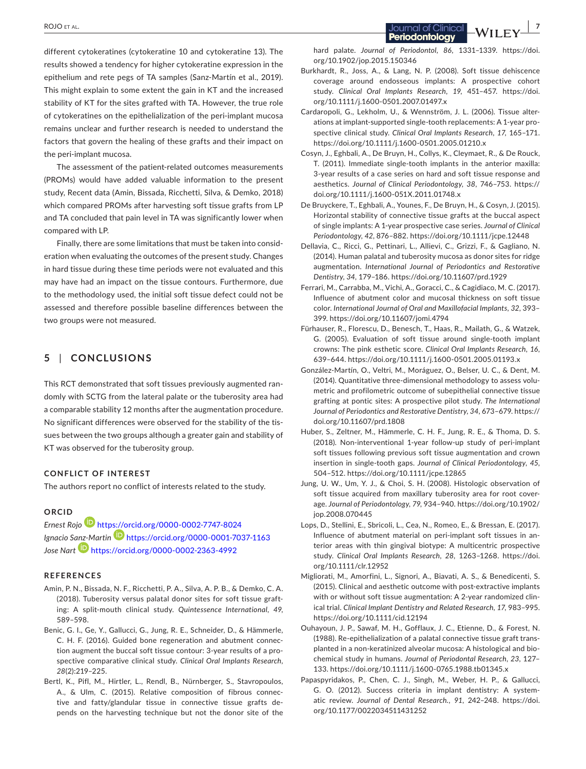different cytokeratines (cytokeratine 10 and cytokeratine 13). The results showed a tendency for higher cytokeratine expression in the epithelium and rete pegs of TA samples (Sanz-Martín et al., 2019). This might explain to some extent the gain in KT and the increased stability of KT for the sites grafted with TA. However, the true role of cytokeratines on the epithelialization of the peri-implant mucosa remains unclear and further research is needed to understand the factors that govern the healing of these grafts and their impact on the peri-implant mucosa.

The assessment of the patient-related outcomes measurements (PROMs) would have added valuable information to the present study, Recent data (Amin, Bissada, Ricchetti, Silva, & Demko, 2018) which compared PROMs after harvesting soft tissue grafts from LP and TA concluded that pain level in TA was significantly lower when compared with LP.

Finally, there are some limitations that must be taken into consideration when evaluating the outcomes of the present study. Changes in hard tissue during these time periods were not evaluated and this may have had an impact on the tissue contours. Furthermore, due to the methodology used, the initial soft tissue defect could not be assessed and therefore possible baseline differences between the two groups were not measured.

## 5 | CONCLUSIONS

This RCT demonstrated that soft tissues previously augmented randomly with SCTG from the lateral palate or the tuberosity area had a comparable stability 12 months after the augmentation procedure. No significant differences were observed for the stability of the tissues between the two groups although a greater gain and stability of KT was observed for the tuberosity group.

### CONFLICT OF INTEREST

The authors report no conflict of interests related to the study.

### ORCID

*Ernest Rojo* https://orcid.org/0000-0002-7747-8024
*Ignacio Sanz-Martin* https://orcid.org/0000-0001-7037-1163
*Jose Nart* https://orcid.org/0000-0002-2363-4992

### REFERENCES

Amin, P. N., Bissada, N. F., Ricchetti, P. A., Silva, A. P. B., & Demko, C. A. (2018). Tuberosity versus palatal donor sites for soft tissue grafting: A split-mouth clinical study. *Quintessence International*, *49*, 589–598.

Benic, G. I., Ge, Y., Gallucci, G., Jung, R. E., Schneider, D., & Hämmerle, C. H. F. (2016). Guided bone regeneration and abutment connection augment the buccal soft tissue contour: 3-year results of a prospective comparative clinical study. *Clinical Oral Implants Research*, *28*(2):219–225.

Bertl, K., Pifl, M., Hirtler, L., Rendl, B., Nürnberger, S., Stavropoulos, A., & Ulm, C. (2015). Relative composition of fibrous connective and fatty/glandular tissue in connective tissue grafts depends on the harvesting technique but not the donor site of the hard palate. *Journal of Periodontol*, *86*, 1331–1339. https://doi.org/10.1902/jop.2015.150346

Burkhardt, R., Joss, A., & Lang, N. P. (2008). Soft tissue dehiscence coverage around endosseous implants: A prospective cohort study. *Clinical Oral Implants Research*, *19*, 451–457. https://doi.org/10.1111/j.1600-0501.2007.01497.x

Cardaropoli, G., Lekholm, U., & Wennström, J. L. (2006). Tissue alterations at implant-supported single-tooth replacements: A 1-year prospective clinical study. *Clinical Oral Implants Research*, *17*, 165–171. https://doi.org/10.1111/j.1600-0501.2005.01210.x

Cosyn, J., Eghbali, A., De Bruyn, H., Collys, K., Cleymaet, R., & De Rouck, T. (2011). Immediate single-tooth implants in the anterior maxilla: 3-year results of a case series on hard and soft tissue response and aesthetics. *Journal of Clinical Periodontology*, *38*, 746–753. https://doi.org/10.1111/j.1600-051X.2011.01748.x

De Bruyckere, T., Eghbali, A., Younes, F., De Bruyn, H., & Cosyn, J. (2015). Horizontal stability of connective tissue grafts at the buccal aspect of single implants: A 1-year prospective case series. *Journal of Clinical Periodontology*, *42*, 876–882. https://doi.org/10.1111/jcpe.12448

Dellavia, C., Ricci, G., Pettinari, L., Allievi, C., Grizzi, F., & Gagliano, N. (2014). Human palatal and tuberosity mucosa as donor sites for ridge augmentation. *International Journal of Periodontics and Restorative Dentistry*, *34*, 179–186. https://doi.org/10.11607/prd.1929

Ferrari, M., Carrabba, M., Vichi, A., Goracci, C., & Cagidiaco, M. C. (2017). Influence of abutment color and mucosal thickness on soft tissue color. *International Journal of Oral and Maxillofacial Implants*, *32*, 393–399. https://doi.org/10.11607/jomi.4794

Fürhauser, R., Florescu, D., Benesch, T., Haas, R., Mailath, G., & Watzek, G. (2005). Evaluation of soft tissue around single-tooth implant crowns: The pink esthetic score. *Clinical Oral Implants Research*, *16*, 639–644. https://doi.org/10.1111/j.1600-0501.2005.01193.x

González-Martín, O., Veltri, M., Moráguez, O., Belser, U. C., & Dent, M. (2014). Quantitative three-dimensional methodology to assess volumetric and profilometric outcome of subepithelial connective tissue grafting at pontic sites: A prospective pilot study. *The International Journal of Periodontics and Restorative Dentistry*, *34*, 673–679. https://doi.org/10.11607/prd.1808

Huber, S., Zeltner, M., Hämmerle, C. H. F., Jung, R. E., & Thoma, D. S. (2018). Non-interventional 1-year follow-up study of peri-implant soft tissues following previous soft tissue augmentation and crown insertion in single-tooth gaps. *Journal of Clinical Periodontology*, *45*, 504–512. https://doi.org/10.1111/jcpe.12865

Jung, U. W., Um, Y. J., & Choi, S. H. (2008). Histologic observation of soft tissue acquired from maxillary tuberosity area for root coverage. *Journal of Periodontology*, *79*, 934–940. https://doi.org/10.1902/jop.2008.070445

Lops, D., Stellini, E., Sbricoli, L., Cea, N., Romeo, E., & Bressan, E. (2017). Influence of abutment material on peri-implant soft tissues in anterior areas with thin gingival biotype: A multicentric prospective study. *Clinical Oral Implants Research*, *28*, 1263–1268. https://doi.org/10.1111/clr.12952

Migliorati, M., Amorfini, L., Signori, A., Biavati, A. S., & Benedicenti, S. (2015). Clinical and aesthetic outcome with post-extractive implants with or without soft tissue augmentation: A 2-year randomized clinical trial. *Clinical Implant Dentistry and Related Research*, *17*, 983–995. https://doi.org/10.1111/cid.12194

Ouhayoun, J. P., Sawaf, M. H., Gofflaux, J. C., Etienne, D., & Forest, N. (1988). Re-epithelialization of a palatal connective tissue graft transplanted in a non-keratinized alveolar mucosa: A histological and biochemical study in humans. *Journal of Periodontal Research*, *23*, 127–133. https://doi.org/10.1111/j.1600-0765.1988.tb01345.x

Papaspyridakos, P., Chen, C. J., Singh, M., Weber, H. P., & Gallucci, G. O. (2012). Success criteria in implant dentistry: A systematic review. *Journal of Dental Research.*, *91*, 242–248. https://doi.org/10.1177/0022034511431252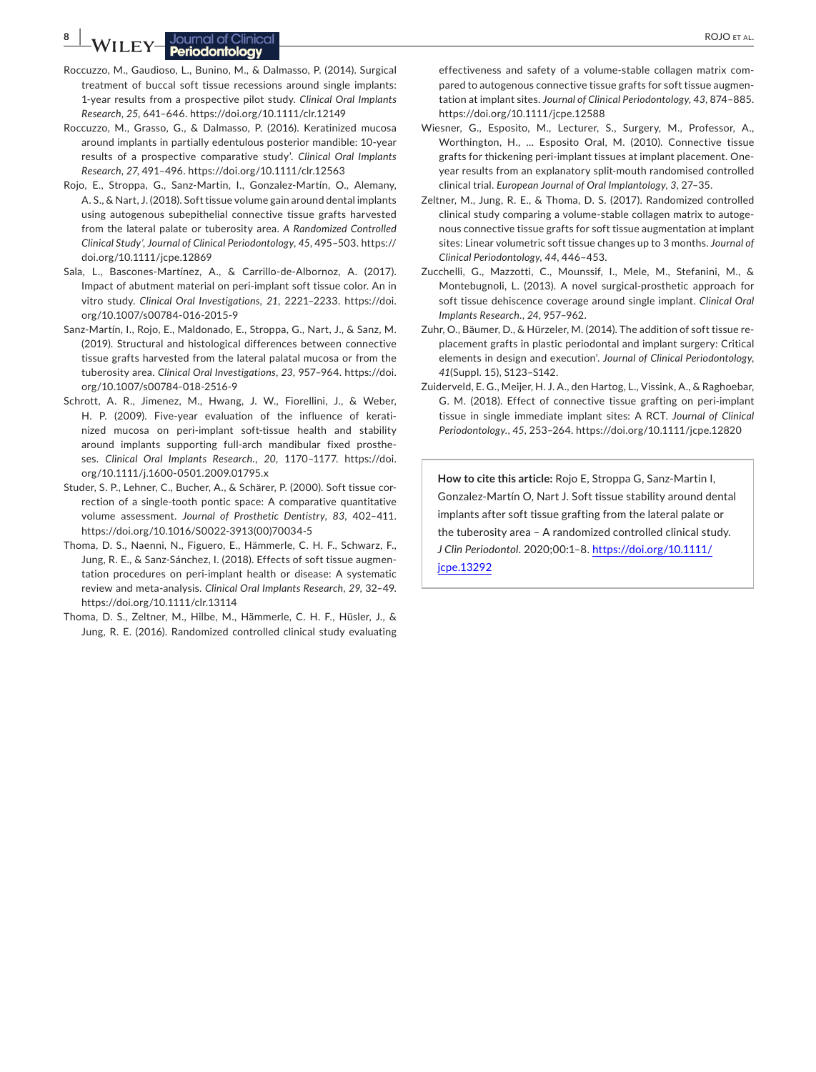Roccuzzo, M., Gaudioso, L., Bunino, M., & Dalmasso, P. (2014). Surgical treatment of buccal soft tissue recessions around single implants: 1-year results from a prospective pilot study. *Clinical Oral Implants Research*, *25*, 641–646. https://doi.org/10.1111/clr.12149

Roccuzzo, M., Grasso, G., & Dalmasso, P. (2016). Keratinized mucosa around implants in partially edentulous posterior mandible: 10-year results of a prospective comparative study'. *Clinical Oral Implants Research*, *27*, 491–496. https://doi.org/10.1111/clr.12563

Rojo, E., Stroppa, G., Sanz-Martin, I., Gonzalez-Martín, O., Alemany, A. S., & Nart, J. (2018). Soft tissue volume gain around dental implants using autogenous subepithelial connective tissue grafts harvested from the lateral palate or tuberosity area. *A Randomized Controlled Clinical Study', Journal of Clinical Periodontology*, *45*, 495–503. https://doi.org/10.1111/jcpe.12869

Sala, L., Bascones-Martínez, A., & Carrillo-de-Albornoz, A. (2017). Impact of abutment material on peri-implant soft tissue color. An in vitro study. *Clinical Oral Investigations*, *21*, 2221–2233. https://doi.org/10.1007/s00784-016-2015-9

Sanz-Martín, I., Rojo, E., Maldonado, E., Stroppa, G., Nart, J., & Sanz, M. (2019). Structural and histological differences between connective tissue grafts harvested from the lateral palatal mucosa or from the tuberosity area. *Clinical Oral Investigations*, *23*, 957–964. https://doi.org/10.1007/s00784-018-2516-9

Schrott, A. R., Jimenez, M., Hwang, J. W., Fiorellini, J., & Weber, H. P. (2009). Five-year evaluation of the influence of keratinized mucosa on peri-implant soft-tissue health and stability around implants supporting full-arch mandibular fixed prostheses. *Clinical Oral Implants Research.*, *20*, 1170–1177. https://doi.org/10.1111/j.1600-0501.2009.01795.x

Studer, S. P., Lehner, C., Bucher, A., & Schärer, P. (2000). Soft tissue correction of a single-tooth pontic space: A comparative quantitative volume assessment. *Journal of Prosthetic Dentistry*, *83*, 402–411. https://doi.org/10.1016/S0022-3913(00)70034-5

Thoma, D. S., Naenni, N., Figuero, E., Hämmerle, C. H. F., Schwarz, F., Jung, R. E., & Sanz-Sánchez, I. (2018). Effects of soft tissue augmentation procedures on peri-implant health or disease: A systematic review and meta-analysis. *Clinical Oral Implants Research*, *29*, 32–49. https://doi.org/10.1111/clr.13114

Thoma, D. S., Zeltner, M., Hilbe, M., Hämmerle, C. H. F., Hüsler, J., & Jung, R. E. (2016). Randomized controlled clinical study evaluating effectiveness and safety of a volume-stable collagen matrix compared to autogenous connective tissue grafts for soft tissue augmentation at implant sites. *Journal of Clinical Periodontology*, *43*, 874–885. https://doi.org/10.1111/jcpe.12588

Wiesner, G., Esposito, M., Lecturer, S., Surgery, M., Professor, A., Worthington, H., … Esposito Oral, M. (2010). Connective tissue grafts for thickening peri-implant tissues at implant placement. One-year results from an explanatory split-mouth randomised controlled clinical trial. *European Journal of Oral Implantology*, *3*, 27–35.

Zeltner, M., Jung, R. E., & Thoma, D. S. (2017). Randomized controlled clinical study comparing a volume-stable collagen matrix to autogenous connective tissue grafts for soft tissue augmentation at implant sites: Linear volumetric soft tissue changes up to 3 months. *Journal of Clinical Periodontology*, *44*, 446–453.

Zucchelli, G., Mazzotti, C., Mounssif, I., Mele, M., Stefanini, M., & Montebugnoli, L. (2013). A novel surgical-prosthetic approach for soft tissue dehiscence coverage around single implant. *Clinical Oral Implants Research.*, *24*, 957–962.

Zuhr, O., Bäumer, D., & Hürzeler, M. (2014). The addition of soft tissue replacement grafts in plastic periodontal and implant surgery: Critical elements in design and execution'. *Journal of Clinical Periodontology*, *41*(Suppl. 15), S123–S142.

Zuiderveld, E. G., Meijer, H. J. A., den Hartog, L., Vissink, A., & Raghoebar, G. M. (2018). Effect of connective tissue grafting on peri-implant tissue in single immediate implant sites: A RCT. *Journal of Clinical Periodontology.*, *45*, 253–264. https://doi.org/10.1111/jcpe.12820

**How to cite this article:** Rojo E, Stroppa G, Sanz-Martin I, Gonzalez-Martín O, Nart J. Soft tissue stability around dental implants after soft tissue grafting from the lateral palate or the tuberosity area – A randomized controlled clinical study. *J Clin Periodontol*. 2020;00:1–8. https://doi.org/10.1111/jcpe.13292